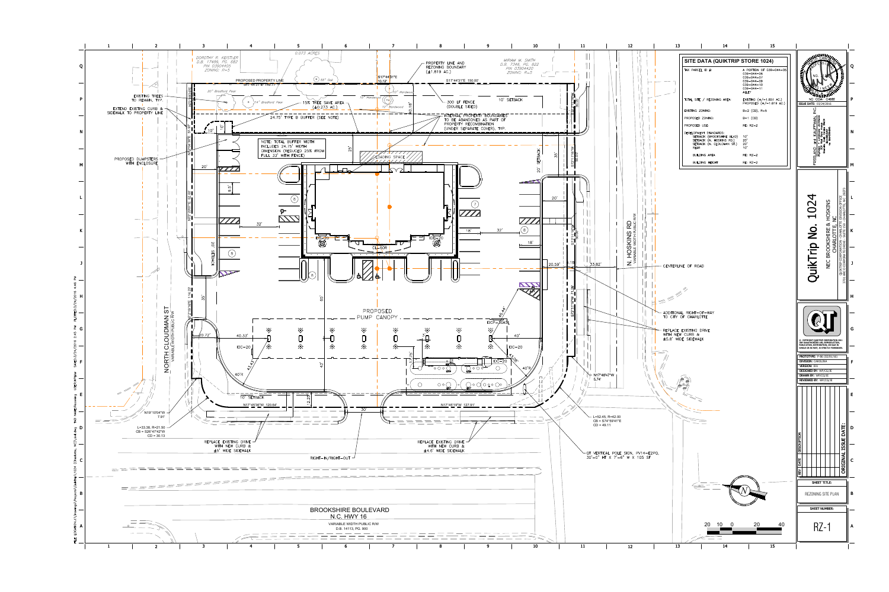## SITE DATA (QUIKTRIP STORE 1024)

| | |
|---|---|
| TAX PARCEL ID #: | A PORTION OF 039-044-05 039-044-06 039-044-07 039-044-09 039-044-10 039-044-11 ALLEY |
| TOTAL SITE / REZONING AREA: | EXISTING (+/-1.851 AC.) PROPOSED (+/-1.819 AC.) |
| EXISTING ZONING: | B-2 (CD), R-5 |
| PROPOSED ZONING: | B-1 (CD) |
| PROPOSED USE: | RE: RZ-2 |
| DEVELOPMENT STANDARDS: | |
| SETBACK (BROOKSHIRE BLVD) | 10' |
| SETBACK (N. HOSKINS RD.) | 20' |
| SETBACK (N. CLOUDMAN ST.) | 20' |
| REAR | 10' |
| BUILDING AREA | RE: RZ-2 |
| BUILDING HEIGHT | RE: RZ-2 |

DOROTHY R. KEISTLER
D.B. 17489, PG. 682
PIN 03904405
ZONING: R-5

0.073 ACRES

MIRIAM M. SMITH
D.B. 7346, PG. 822
PIN 03904420
ZONING: R-5

PROPOSED PROPERTY LINE

S17°44'31"E 149.77'

S17°44'31"E 10.12'

S17°44'31"E 150.00'

PROPERTY LINE AND REZONING BOUNDARY (±1.819 AC.)

300 LF FENCE (DOUBLE SIDED)

10' SETBACK

15% TREE SAVE AREA (±0.273 AC.)

24.75' TYPE B BUFFER (SEE NOTE)

INTERNAL PROPERTY BOUNDARIES TO BE ABANDONED AS PART OF PROPERTY RECOMBINATION (UNDER SEPARATE COVER), TYP.

NOTE: TOTAL BUFFER WIDTH INCLUDES 24.75' WIDTH DIMENSION (REDUCED 25% FROM FULL 33' WITH FENCE).

EXISTING TREES TO REMAIN, TYP.

EXTEND EXISTING CURB & SIDEWALK TO PROPERTY LINE

PROPOSED DUMPSTERS WITH ENCLOSURE

LOADING SPACE

PROPOSED PUMP CANOPY

NORTH CLOUDMAN ST
VARIABLE WIDTH PUBLIC R/W

N. HOSKINS RD
VARIABLE WIDTH PUBLIC R/W

CENTERLINE OF ROAD

ADDITIONAL RIGHT-OF-WAY TO CITY OF CHARLOTTE

REPLACE EXISTING DRIVE WITH NEW CURB & ±5.8' WIDE SIDEWALK

N17°48'47"W 5.74'

L=52.45, R=42.00
CB = S74°59'41"E
CD = 49.11

QT VERTICAL POLE SIGN, PV14-E2F0, 30'-0" HT X 7'-6" W X 105 SF

N19°10'04"W 7.91'

L=33.38, R=21.50
CB = S26°47'42"W
CD = 30.13

N17°45'38"W 120.64'

N17°45'19"W 127.91'

10' SETBACK

REPLACE EXISTING DRIVE WITH NEW CURB & ±5' WIDE SIDEWALK

REPLACE EXISTING DRIVE WITH NEW CURB & ±4.6' WIDE SIDEWALK

RIGHT-IN/RIGHT-OUT

BROOKSHIRE BOULEVARD
N.C. HWY 16
VARIABLE WIDTH PUBLIC R/W
D.B. 14113, PG. 900

# QuikTrip No. 1024

NEC BROOKSHIRE & HOSKINS
CHARLOTTE, NC

QUIKTRIP CORPORATION - CHARLOTTE DIVISION OFFICE

ISSUE DATE: 02/26/2016

PROTOTYPE: P-9b (02/06/16)
DIVISION: CAROLINA
VERSION: 001
DESIGNED BY: WP/CG/JE
DRAWN BY: WP/CG/JE
REVIEWED BY: WP/CG/JE

ORIGINAL ISSUE DATE:

SHEET TITLE:
REZONING SITE PLAN

SHEET NUMBER:
RZ-1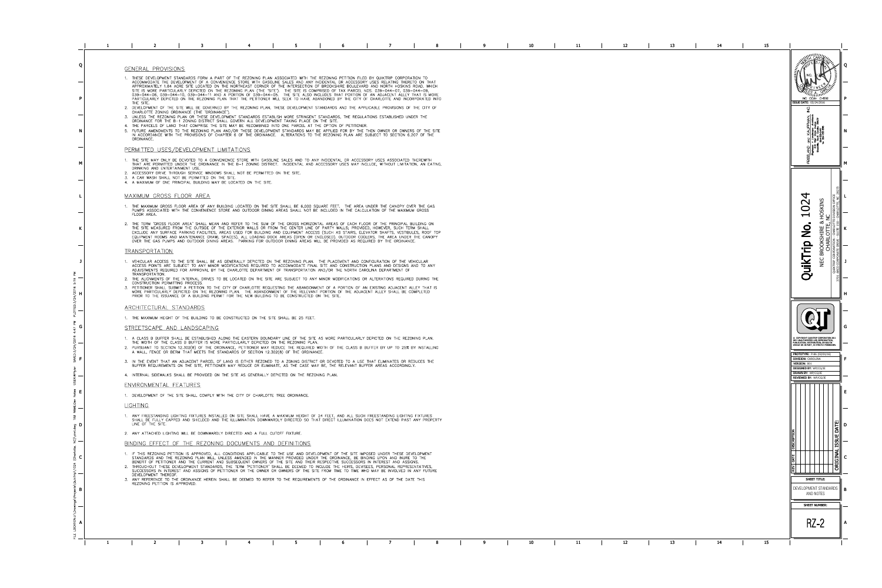## GENERAL PROVISIONS

1. THESE DEVELOPMENT STANDARDS FORM A PART OF THE REZONING PLAN ASSOCIATED WITH THE REZONING PETITION FILED BY QUIKTRIP CORPORATION TO ACCOMMODATE THE DEVELOPMENT OF A CONVENIENCE STORE WITH GASOLINE SALES AND ANY INCIDENTAL OR ACCESSORY USES RELATING THERETO ON THAT APPROXIMATELY 1.84 ACRE SITE LOCATED ON THE NORTHEAST CORNER OF THE INTERSECTION OF BROOKSHIRE BOULEVARD AND NORTH HOSKINS ROAD, WHICH SITE IS MORE PARTICULARLY DEPICTED ON THE REZONING PLAN (THE "SITE"). THE SITE IS COMPRISED OF TAX PARCEL NOS. 039-044-07, 039-044-09, 039-044-06, 039-044-10, 039-044-11 AND A PORTION OF 039-044-05. THE SITE ALSO INCLUDES THAT PORTION OF AN ADJACENT ALLEY THAT IS MORE PARTICULARLY DEPICTED ON THE REZONING PLAN THAT THE PETITIONER WILL SEEK TO HAVE ABANDONED BY THE CITY OF CHARLOTTE AND INCORPORATED INTO THE SITE.
2. DEVELOPMENT OF THE SITE WILL BE GOVERNED BY THE REZONING PLAN, THESE DEVELOPMENT STANDARDS AND THE APPLICABLE PROVISIONS OF THE CITY OF CHARLOTTE ZONING ORDINANCE (THE "ORDINANCE").
3. UNLESS THE REZONING PLAN OR THESE DEVELOPMENT STANDARDS ESTABLISH MORE STRINGENT STANDARDS, THE REGULATIONS ESTABLISHED UNDER THE ORDINANCE FOR THE B-1 ZONING DISTRICT SHALL GOVERN ALL DEVELOPMENT TAKING PLACE ON THE SITE.
4. THE PARCELS OF LAND THAT COMPRISE THE SITE MAY BE RECOMBINED INTO ONE PARCEL AT THE OPTION OF PETITIONER.
5. FUTURE AMENDMENTS TO THE REZONING PLAN AND/OR THESE DEVELOPMENT STANDARDS MAY BE APPLIED FOR BY THE THEN OWNER OR OWNERS OF THE SITE IN ACCORDANCE WITH THE PROVISIONS OF CHAPTER 6 OF THE ORDINANCE. ALTERATIONS TO THE REZONING PLAN ARE SUBJECT TO SECTION 6.207 OF THE ORDINANCE.

## PERMITTED USES/DEVELOPMENT LIMITATIONS

1. THE SITE MAY ONLY BE DEVOTED TO A CONVENIENCE STORE WITH GASOLINE SALES AND TO ANY INCIDENTAL OR ACCESSORY USES ASSOCIATED THEREWITH THAT ARE PERMITTED UNDER THE ORDINANCE IN THE B-1 ZONING DISTRICT. INCIDENTAL AND ACCESSORY USES MAY INCLUDE, WITHOUT LIMITATION, AN EATING, DRINKING AND ENTERTAINMENT USE.
2. ACCESSORY DRIVE THROUGH SERVICE WINDOWS SHALL NOT BE PERMITTED ON THE SITE.
3. A CAR WASH SHALL NOT BE PERMITTED ON THE SITE.
4. A MAXIMUM OF ONE PRINCIPAL BUILDING MAY BE LOCATED ON THE SITE.

## MAXIMUM GROSS FLOOR AREA

1. THE MAXIMUM GROSS FLOOR AREA OF ANY BUILDING LOCATED ON THE SITE SHALL BE 6,000 SQUARE FEET. THE AREA UNDER THE CANOPY OVER THE GAS PUMPS ASSOCIATED WITH THE CONVENIENCE STORE AND OUTDOOR DINING AREAS SHALL NOT BE INCLUDED IN THE CALCULATION OF THE MAXIMUM GROSS FLOOR AREA.
2. THE TERM "GROSS FLOOR AREA" SHALL MEAN AND REFER TO THE SUM OF THE GROSS HORIZONTAL AREAS OF EACH FLOOR OF THE PRINCIPAL BUILDING ON THE SITE MEASURED FROM THE OUTSIDE OF THE EXTERIOR WALLS OR FROM THE CENTER LINE OF PARTY WALLS; PROVIDED, HOWEVER, SUCH TERM SHALL EXCLUDE ANY SURFACE PARKING FACILITIES, AREAS USED FOR BUILDING AND EQUIPMENT ACCESS (SUCH AS STAIRS, ELEVATOR SHAFTS, VESTIBULES, ROOF TOP EQUIPMENT ROOMS AND MAINTENANCE CRAWL SPACES), ALL LOADING DOCK AREAS (OPEN OR ENCLOSED), OUTDOOR COOLERS, THE AREA UNDER THE CANOPY OVER THE GAS PUMPS AND OUTDOOR DINING AREAS. PARKING FOR OUTDOOR DINING AREAS WILL BE PROVIDED AS REQUIRED BY THE ORDINANCE.

## TRANSPORTATION

1. VEHICULAR ACCESS TO THE SITE SHALL BE AS GENERALLY DEPICTED ON THE REZONING PLAN. THE PLACEMENT AND CONFIGURATION OF THE VEHICULAR ACCESS POINTS ARE SUBJECT TO ANY MINOR MODIFICATIONS REQUIRED TO ACCOMMODATE FINAL SITE AND CONSTRUCTION PLANS AND DESIGNS AND TO ANY ADJUSTMENTS REQUIRED FOR APPROVAL BY THE CHARLOTTE DEPARTMENT OF TRANSPORTATION AND/OR THE NORTH CAROLINA DEPARTMENT OF TRANSPORTATION.
2. THE ALIGNMENTS OF THE INTERNAL DRIVES TO BE LOCATED ON THE SITE ARE SUBJECT TO ANY MINOR MODIFICATIONS OR ALTERATIONS REQUIRED DURING THE CONSTRUCTION PERMITTING PROCESS.
3. PETITIONER SHALL SUBMIT A PETITION TO THE CITY OF CHARLOTTE REQUESTING THE ABANDONMENT OF A PORTION OF AN EXISTING ADJACENT ALLEY THAT IS MORE PARTICULARLY DEPICTED ON THE REZONING PLAN. THE ABANDONMENT OF THE RELEVANT PORTION OF THE ADJACENT ALLEY SHALL BE COMPLETED PRIOR TO THE ISSUANCE OF A BUILDING PERMIT FOR THE NEW BUILDING TO BE CONSTRUCTED ON THE SITE.

## ARCHITECTURAL STANDARDS

1. THE MAXIMUM HEIGHT OF THE BUILDING TO BE CONSTRUCTED ON THE SITE SHALL BE 25 FEET.

## STREETSCAPE AND LANDSCAPING

1. A CLASS B BUFFER SHALL BE ESTABLISHED ALONG THE EASTERN BOUNDARY LINE OF THE SITE AS MORE PARTICULARLY DEPICTED ON THE REZONING PLAN. THE WIDTH OF THE CLASS B BUFFER IS MORE PARTICULARLY DEPICTED ON THE REZONING PLAN.
2. PURSUANT TO SECTION 12.302(8) OF THE ORDINANCE, PETITIONER MAY REDUCE THE REQUIRED WIDTH OF THE CLASS B BUFFER BY UP TO 25% BY INSTALLING A WALL, FENCE OR BERM THAT MEETS THE STANDARDS OF SECTION 12.302(8) OF THE ORDINANCE.
3. IN THE EVENT THAT AN ADJACENT PARCEL OF LAND IS EITHER REZONED TO A ZONING DISTRICT OR DEVOTED TO A USE THAT ELIMINATES OR REDUCES THE BUFFER REQUIREMENTS ON THE SITE, PETITIONER MAY REDUCE OR ELIMINATE, AS THE CASE MAY BE, THE RELEVANT BUFFER AREAS ACCORDINGLY.
4. INTERNAL SIDEWALKS SHALL BE PROVIDED ON THE SITE AS GENERALLY DEPICTED ON THE REZONING PLAN.

## ENVIRONMENTAL FEATURES

1. DEVELOPMENT OF THE SITE SHALL COMPLY WITH THE CITY OF CHARLOTTE TREE ORDINANCE.

## LIGHTING

1. ANY FREESTANDING LIGHTING FIXTURES INSTALLED ON SITE SHALL HAVE A MAXIMUM HEIGHT OF 24 FEET, AND ALL SUCH FREESTANDING LIGHTING FIXTURES SHALL BE FULLY CAPPED AND SHIELDED AND THE ILLUMINATION DOWNWARDLY DIRECTED SO THAT DIRECT ILLUMINATION DOES NOT EXTEND PAST ANY PROPERTY LINE OF THE SITE.
2. ANY ATTACHED LIGHTING WILL BE DOWNWARDLY DIRECTED AND A FULL CUTOFF FIXTURE.

## BINDING EFFECT OF THE REZONING DOCUMENTS AND DEFINITIONS

1. IF THIS REZONING PETITION IS APPROVED, ALL CONDITIONS APPLICABLE TO THE USE AND DEVELOPMENT OF THE SITE IMPOSED UNDER THESE DEVELOPMENT STANDARDS AND THE REZONING PLAN WILL, UNLESS AMENDED IN THE MANNER PROVIDED UNDER THE ORDINANCE, BE BINDING UPON AND INURE TO THE BENEFIT OF PETITIONER AND THE CURRENT AND SUBSEQUENT OWNERS OF THE SITE AND THEIR RESPECTIVE SUCCESSORS IN INTEREST AND ASSIGNS.
2. THROUGHOUT THESE DEVELOPMENT STANDARDS, THE TERM "PETITIONER" SHALL BE DEEMED TO INCLUDE THE HEIRS, DEVISEES, PERSONAL REPRESENTATIVES, SUCCESSORS IN INTEREST AND ASSIGNS OF PETITIONER OR THE OWNER OR OWNERS OF THE SITE FROM TIME TO TIME WHO MAY BE INVOLVED IN ANY FUTURE DEVELOPMENT THEREOF.
3. ANY REFERENCE TO THE ORDINANCE HEREIN SHALL BE DEEMED TO REFER TO THE REQUIREMENTS OF THE ORDINANCE IN EFFECT AS OF THE DATE THIS REZONING PETITION IS APPROVED.

---

NC COA: C-1538

ISSUE DATE: 02/29/2016

FREELAND and KAUFFMAN, INC.

QuikTrip No. 1024

NEC BROOKSHIRE & HOSKINS
CHARLOTTE, NC

QUIKTRIP CORPORATION - CHARLOTTE DIVISION OFFICE

PROTOTYPE: P-86 (02/01/16)
DIVISION: CAROLINA
VERSION: 001
DESIGNED BY: WP/CG/JE
DRAWN BY: WP/CG/JE
REVIEWED BY: WP/CG/JE

| REV | DATE | DESCRIPTION |
|---|---|---|
| | | ORIGINAL ISSUE DATE: |

SHEET TITLE:
DEVELOPMENT STANDARDS AND NOTES

SHEET NUMBER:
RZ-2